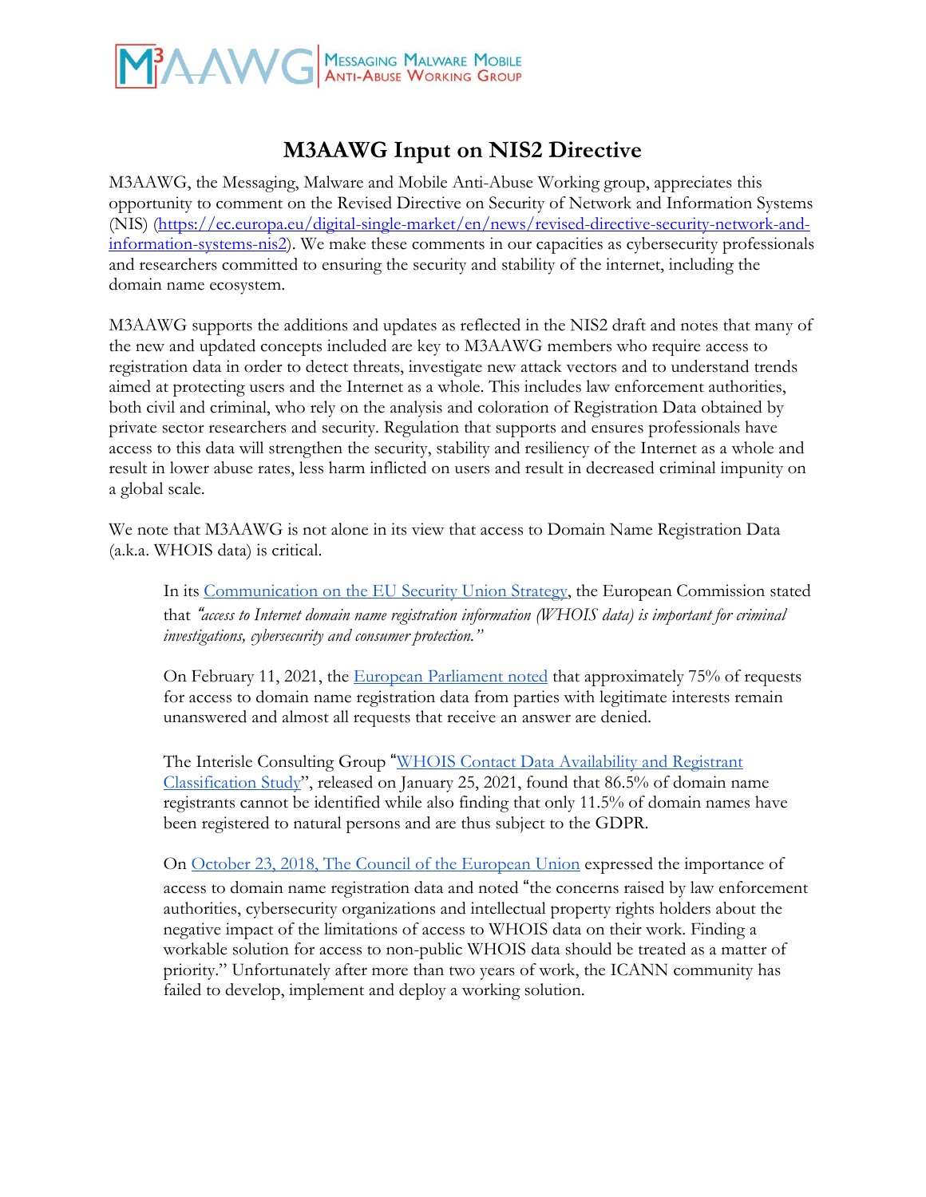# M3AAWG Input on NIS2 Directive

M3AAWG, the Messaging, Malware and Mobile Anti-Abuse Working group, appreciates this opportunity to comment on the Revised Directive on Security of Network and Information Systems (NIS) (https://ec.europa.eu/digital-single-market/en/news/revised-directive-security-network-and-information-systems-nis2). We make these comments in our capacities as cybersecurity professionals and researchers committed to ensuring the security and stability of the internet, including the domain name ecosystem.

M3AAWG supports the additions and updates as reflected in the NIS2 draft and notes that many of the new and updated concepts included are key to M3AAWG members who require access to registration data in order to detect threats, investigate new attack vectors and to understand trends aimed at protecting users and the Internet as a whole. This includes law enforcement authorities, both civil and criminal, who rely on the analysis and coloration of Registration Data obtained by private sector researchers and security. Regulation that supports and ensures professionals have access to this data will strengthen the security, stability and resiliency of the Internet as a whole and result in lower abuse rates, less harm inflicted on users and result in decreased criminal impunity on a global scale.

We note that M3AAWG is not alone in its view that access to Domain Name Registration Data (a.k.a. WHOIS data) is critical.

> In its Communication on the EU Security Union Strategy, the European Commission stated that *"access to Internet domain name registration information (WHOIS data) is important for criminal investigations, cybersecurity and consumer protection."*
>
> On February 11, 2021, the European Parliament noted that approximately 75% of requests for access to domain name registration data from parties with legitimate interests remain unanswered and almost all requests that receive an answer are denied.
>
> The Interisle Consulting Group "WHOIS Contact Data Availability and Registrant Classification Study", released on January 25, 2021, found that 86.5% of domain name registrants cannot be identified while also finding that only 11.5% of domain names have been registered to natural persons and are thus subject to the GDPR.
>
> On October 23, 2018, The Council of the European Union expressed the importance of access to domain name registration data and noted "the concerns raised by law enforcement authorities, cybersecurity organizations and intellectual property rights holders about the negative impact of the limitations of access to WHOIS data on their work. Finding a workable solution for access to non-public WHOIS data should be treated as a matter of priority." Unfortunately after more than two years of work, the ICANN community has failed to develop, implement and deploy a working solution.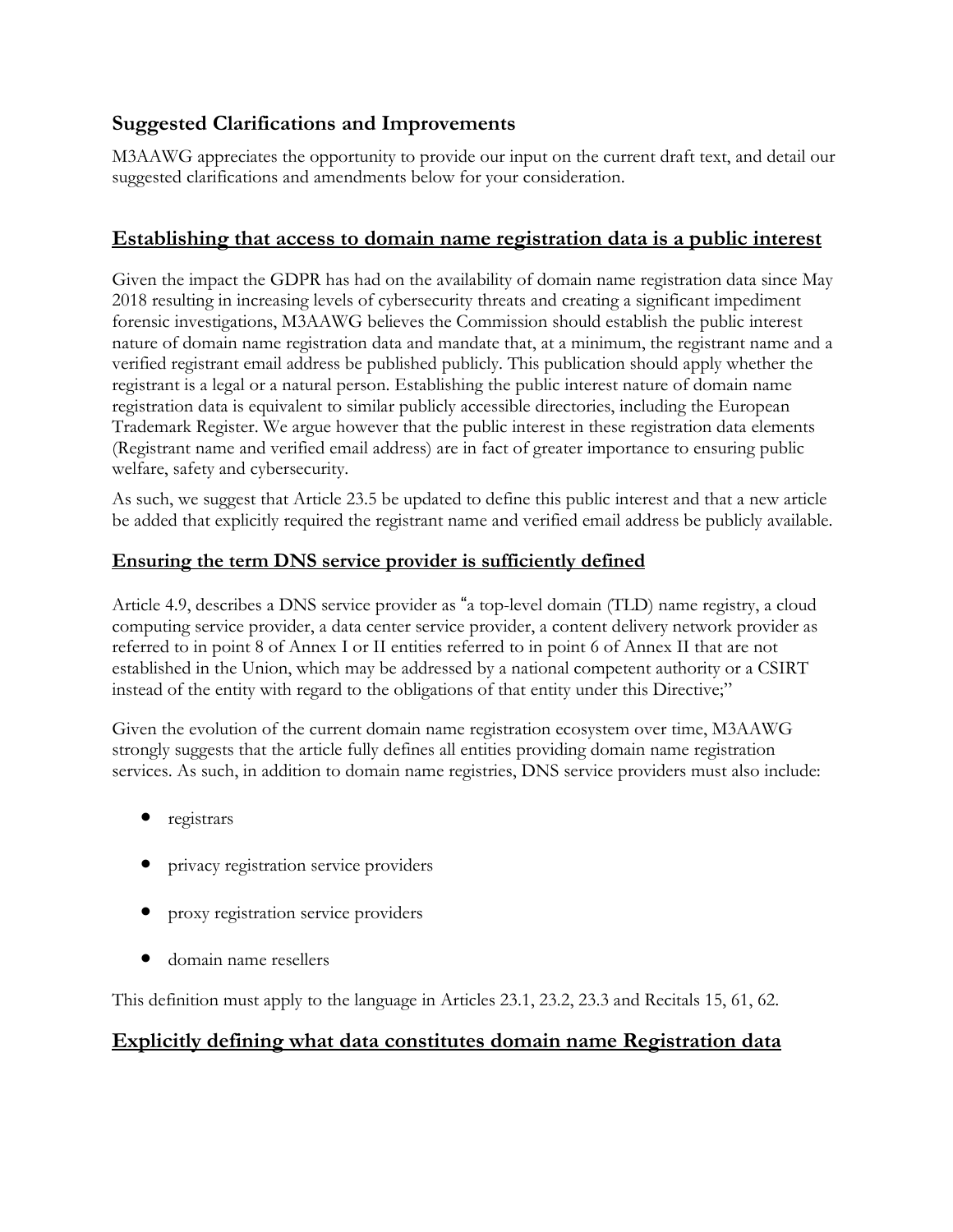## Suggested Clarifications and Improvements

M3AAWG appreciates the opportunity to provide our input on the current draft text, and detail our suggested clarifications and amendments below for your consideration.

## Establishing that access to domain name registration data is a public interest

Given the impact the GDPR has had on the availability of domain name registration data since May 2018 resulting in increasing levels of cybersecurity threats and creating a significant impediment forensic investigations, M3AAWG believes the Commission should establish the public interest nature of domain name registration data and mandate that, at a minimum, the registrant name and a verified registrant email address be published publicly. This publication should apply whether the registrant is a legal or a natural person. Establishing the public interest nature of domain name registration data is equivalent to similar publicly accessible directories, including the European Trademark Register. We argue however that the public interest in these registration data elements (Registrant name and verified email address) are in fact of greater importance to ensuring public welfare, safety and cybersecurity.

As such, we suggest that Article 23.5 be updated to define this public interest and that a new article be added that explicitly required the registrant name and verified email address be publicly available.

## Ensuring the term DNS service provider is sufficiently defined

Article 4.9, describes a DNS service provider as "a top-level domain (TLD) name registry, a cloud computing service provider, a data center service provider, a content delivery network provider as referred to in point 8 of Annex I or II entities referred to in point 6 of Annex II that are not established in the Union, which may be addressed by a national competent authority or a CSIRT instead of the entity with regard to the obligations of that entity under this Directive;"

Given the evolution of the current domain name registration ecosystem over time, M3AAWG strongly suggests that the article fully defines all entities providing domain name registration services. As such, in addition to domain name registries, DNS service providers must also include:

- registrars
- privacy registration service providers
- proxy registration service providers
- domain name resellers

This definition must apply to the language in Articles 23.1, 23.2, 23.3 and Recitals 15, 61, 62.

## Explicitly defining what data constitutes domain name Registration data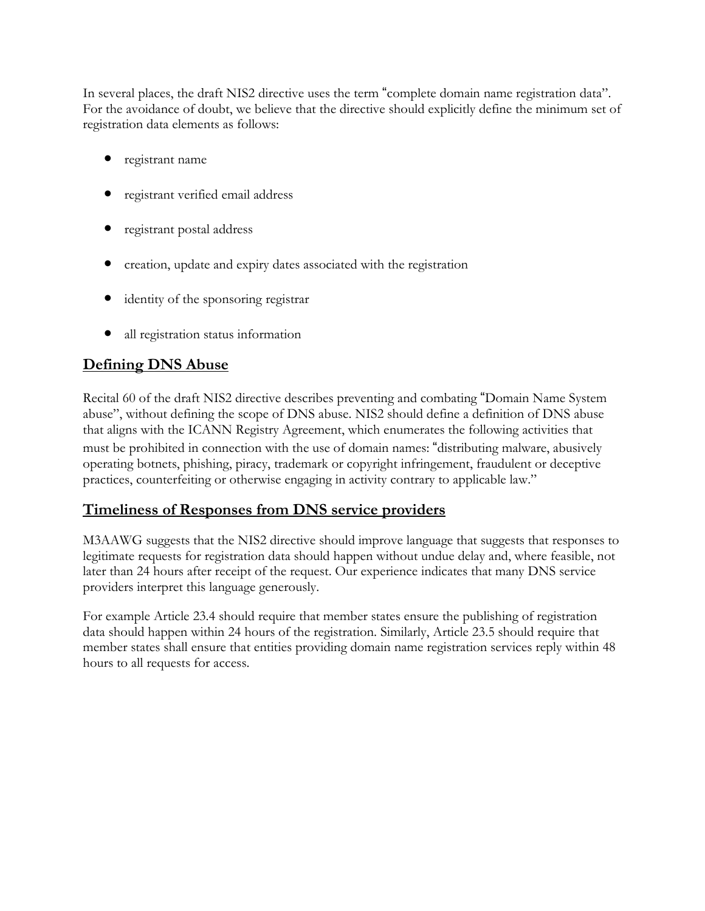In several places, the draft NIS2 directive uses the term "complete domain name registration data". For the avoidance of doubt, we believe that the directive should explicitly define the minimum set of registration data elements as follows:

- registrant name
- registrant verified email address
- registrant postal address
- creation, update and expiry dates associated with the registration
- identity of the sponsoring registrar
- all registration status information

## Defining DNS Abuse

Recital 60 of the draft NIS2 directive describes preventing and combating "Domain Name System abuse", without defining the scope of DNS abuse. NIS2 should define a definition of DNS abuse that aligns with the ICANN Registry Agreement, which enumerates the following activities that must be prohibited in connection with the use of domain names: "distributing malware, abusively operating botnets, phishing, piracy, trademark or copyright infringement, fraudulent or deceptive practices, counterfeiting or otherwise engaging in activity contrary to applicable law."

## Timeliness of Responses from DNS service providers

M3AAWG suggests that the NIS2 directive should improve language that suggests that responses to legitimate requests for registration data should happen without undue delay and, where feasible, not later than 24 hours after receipt of the request. Our experience indicates that many DNS service providers interpret this language generously.

For example Article 23.4 should require that member states ensure the publishing of registration data should happen within 24 hours of the registration. Similarly, Article 23.5 should require that member states shall ensure that entities providing domain name registration services reply within 48 hours to all requests for access.